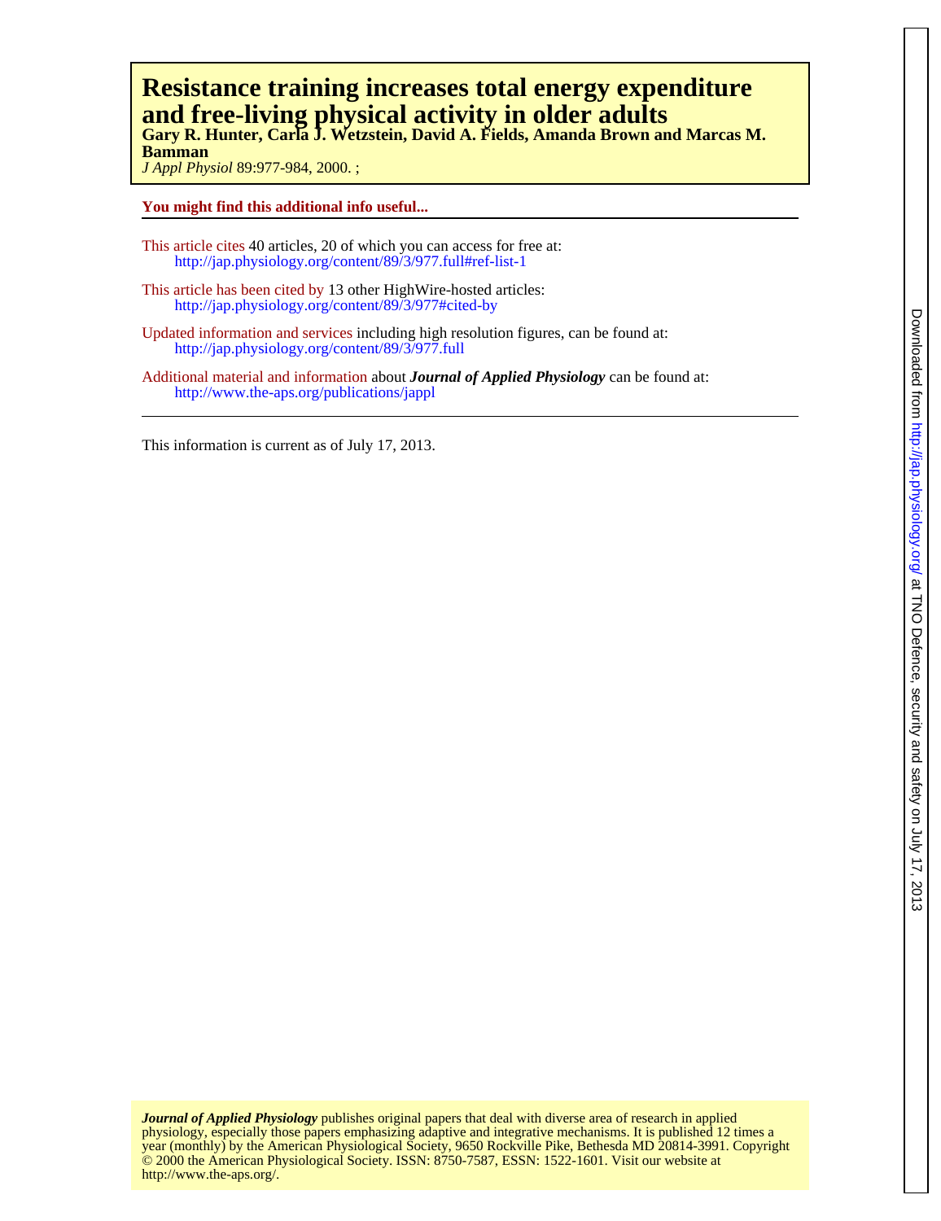# Resistance training increases total energy expenditure and free-living physical activity in older adults

**Gary R. Hunter, Carla J. Wetzstein, David A. Fields, Amanda Brown and Marcas M. Bamman**

*J Appl Physiol* 89:977-984, 2000. ;

**You might find this additional info useful...**

This article cites 40 articles, 20 of which you can access for free at:
http://jap.physiology.org/content/89/3/977.full#ref-list-1

This article has been cited by 13 other HighWire-hosted articles:
http://jap.physiology.org/content/89/3/977#cited-by

Updated information and services including high resolution figures, can be found at:
http://jap.physiology.org/content/89/3/977.full

Additional material and information about ***Journal of Applied Physiology*** can be found at:
http://www.the-aps.org/publications/jappl

This information is current as of July 17, 2013.

***Journal of Applied Physiology*** publishes original papers that deal with diverse area of research in applied physiology, especially those papers emphasizing adaptive and integrative mechanisms. It is published 12 times a year (monthly) by the American Physiological Society, 9650 Rockville Pike, Bethesda MD 20814-3991. Copyright © 2000 the American Physiological Society. ISSN: 8750-7587, ESSN: 1522-1601. Visit our website at http://www.the-aps.org/.

Downloaded from http://jap.physiology.org/ at TNO Defence, security and safety on July 17, 2013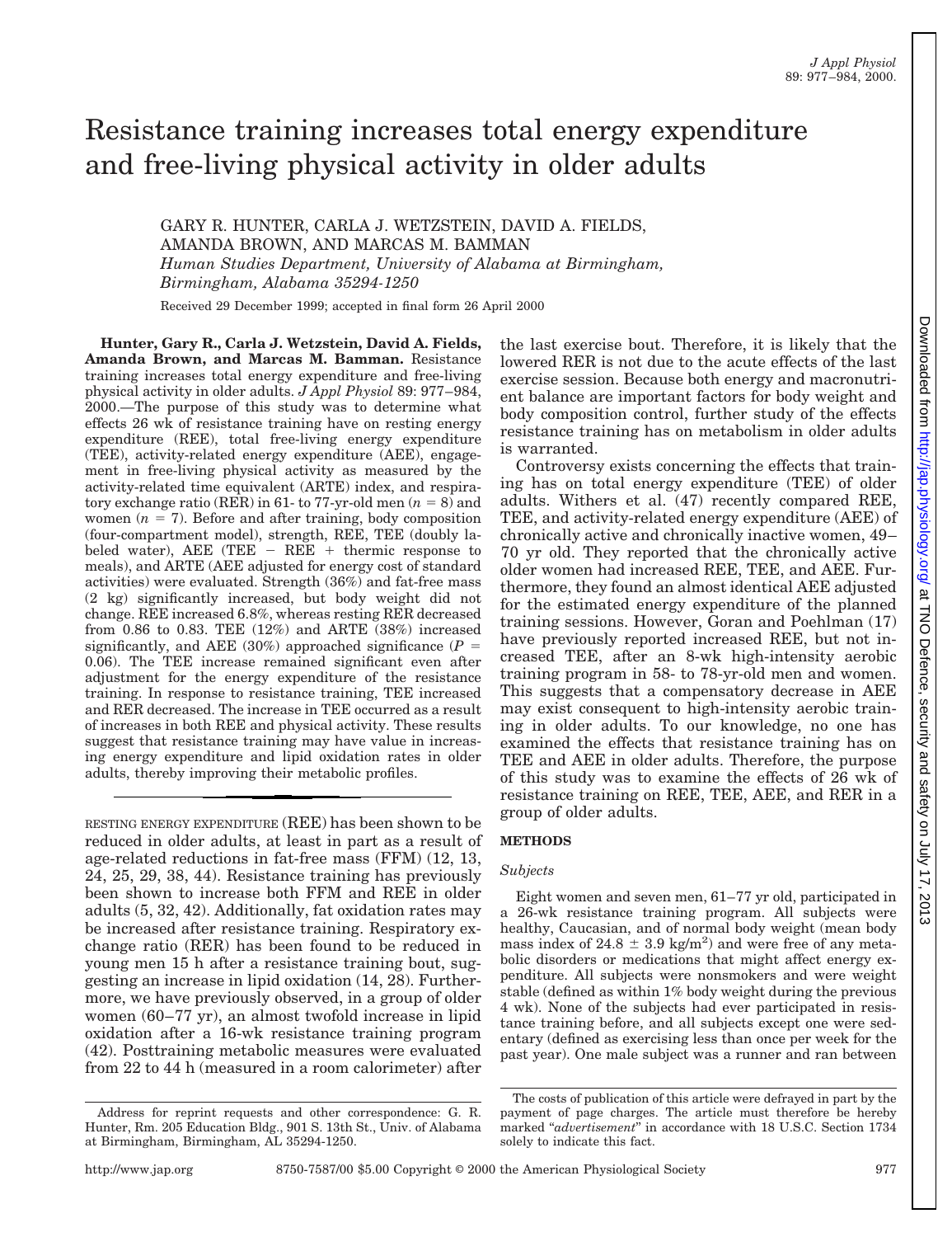# Resistance training increases total energy expenditure and free-living physical activity in older adults

GARY R. HUNTER, CARLA J. WETZSTEIN, DAVID A. FIELDS, AMANDA BROWN, AND MARCAS M. BAMMAN

*Human Studies Department, University of Alabama at Birmingham, Birmingham, Alabama 35294-1250*

Received 29 December 1999; accepted in final form 26 April 2000

**Hunter, Gary R., Carla J. Wetzstein, David A. Fields, Amanda Brown, and Marcas M. Bamman.** Resistance training increases total energy expenditure and free-living physical activity in older adults. *J Appl Physiol* 89: 977–984, 2000.—The purpose of this study was to determine what effects 26 wk of resistance training have on resting energy expenditure (REE), total free-living energy expenditure (TEE), activity-related energy expenditure (AEE), engagement in free-living physical activity as measured by the activity-related time equivalent (ARTE) index, and respiratory exchange ratio (RER) in 61- to 77-yr-old men ($n = 8$) and women ($n = 7$). Before and after training, body composition (four-compartment model), strength, REE, TEE (doubly labeled water), AEE (TEE − REE + thermic response to meals), and ARTE (AEE adjusted for energy cost of standard activities) were evaluated. Strength (36%) and fat-free mass (2 kg) significantly increased, but body weight did not change. REE increased 6.8%, whereas resting RER decreased from 0.86 to 0.83. TEE (12%) and ARTE (38%) increased significantly, and AEE (30%) approached significance ($P = 0.06$). The TEE increase remained significant even after adjustment for the energy expenditure of the resistance training. In response to resistance training, TEE increased and RER decreased. The increase in TEE occurred as a result of increases in both REE and physical activity. These results suggest that resistance training may have value in increasing energy expenditure and lipid oxidation rates in older adults, thereby improving their metabolic profiles.

---

RESTING ENERGY EXPENDITURE (REE) has been shown to be reduced in older adults, at least in part as a result of age-related reductions in fat-free mass (FFM) (12, 13, 24, 25, 29, 38, 44). Resistance training has previously been shown to increase both FFM and REE in older adults (5, 32, 42). Additionally, fat oxidation rates may be increased after resistance training. Respiratory exchange ratio (RER) has been found to be reduced in young men 15 h after a resistance training bout, suggesting an increase in lipid oxidation (14, 28). Furthermore, we have previously observed, in a group of older women (60–77 yr), an almost twofold increase in lipid oxidation after a 16-wk resistance training program (42). Posttraining metabolic measures were evaluated from 22 to 44 h (measured in a room calorimeter) after the last exercise bout. Therefore, it is likely that the lowered RER is not due to the acute effects of the last exercise session. Because both energy and macronutrient balance are important factors for body weight and body composition control, further study of the effects resistance training has on metabolism in older adults is warranted.

Controversy exists concerning the effects that training has on total energy expenditure (TEE) of older adults. Withers et al. (47) recently compared REE, TEE, and activity-related energy expenditure (AEE) of chronically active and chronically inactive women, 49–70 yr old. They reported that the chronically active older women had increased REE, TEE, and AEE. Furthermore, they found an almost identical AEE adjusted for the estimated energy expenditure of the planned training sessions. However, Goran and Poehlman (17) have previously reported increased REE, but not increased TEE, after an 8-wk high-intensity aerobic training program in 58- to 78-yr-old men and women. This suggests that a compensatory decrease in AEE may exist consequent to high-intensity aerobic training in older adults. To our knowledge, no one has examined the effects that resistance training has on TEE and AEE in older adults. Therefore, the purpose of this study was to examine the effects of 26 wk of resistance training on REE, TEE, AEE, and RER in a group of older adults.

## METHODS

### *Subjects*

Eight women and seven men, 61–77 yr old, participated in a 26-wk resistance training program. All subjects were healthy, Caucasian, and of normal body weight (mean body mass index of $24.8 \pm 3.9$ kg/m$^2$) and were free of any metabolic disorders or medications that might affect energy expenditure. All subjects were nonsmokers and were weight stable (defined as within 1% body weight during the previous 4 wk). None of the subjects had ever participated in resistance training before, and all subjects except one were sedentary (defined as exercising less than once per week for the past year). One male subject was a runner and ran between

---

Address for reprint requests and other correspondence: G. R. Hunter, Rm. 205 Education Bldg., 901 S. 13th St., Univ. of Alabama at Birmingham, Birmingham, AL 35294-1250.

The costs of publication of this article were defrayed in part by the payment of page charges. The article must therefore be hereby marked "*advertisement*" in accordance with 18 U.S.C. Section 1734 solely to indicate this fact.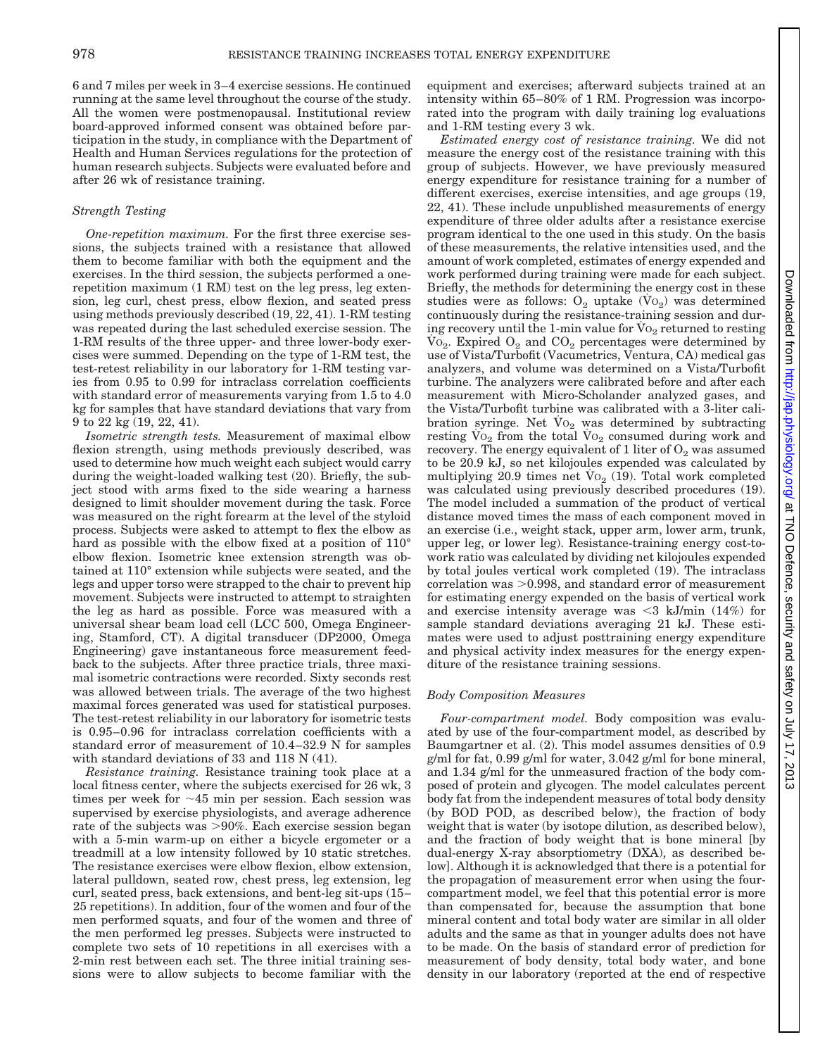6 and 7 miles per week in 3–4 exercise sessions. He continued running at the same level throughout the course of the study. All the women were postmenopausal. Institutional review board-approved informed consent was obtained before participation in the study, in compliance with the Department of Health and Human Services regulations for the protection of human research subjects. Subjects were evaluated before and after 26 wk of resistance training.

### Strength Testing

*One-repetition maximum.* For the first three exercise sessions, the subjects trained with a resistance that allowed them to become familiar with both the equipment and the exercises. In the third session, the subjects performed a one-repetition maximum (1 RM) test on the leg press, leg extension, leg curl, chest press, elbow flexion, and seated press using methods previously described (19, 22, 41). 1-RM testing was repeated during the last scheduled exercise session. The 1-RM results of the three upper- and three lower-body exercises were summed. Depending on the type of 1-RM test, the test-retest reliability in our laboratory for 1-RM testing varies from 0.95 to 0.99 for intraclass correlation coefficients with standard error of measurements varying from 1.5 to 4.0 kg for samples that have standard deviations that vary from 9 to 22 kg (19, 22, 41).

*Isometric strength tests.* Measurement of maximal elbow flexion strength, using methods previously described, was used to determine how much weight each subject would carry during the weight-loaded walking test (20). Briefly, the subject stood with arms fixed to the side wearing a harness designed to limit shoulder movement during the task. Force was measured on the right forearm at the level of the styloid process. Subjects were asked to attempt to flex the elbow as hard as possible with the elbow fixed at a position of 110° elbow flexion. Isometric knee extension strength was obtained at 110° extension while subjects were seated, and the legs and upper torso were strapped to the chair to prevent hip movement. Subjects were instructed to attempt to straighten the leg as hard as possible. Force was measured with a universal shear beam load cell (LCC 500, Omega Engineering, Stamford, CT). A digital transducer (DP2000, Omega Engineering) gave instantaneous force measurement feedback to the subjects. After three practice trials, three maximal isometric contractions were recorded. Sixty seconds rest was allowed between trials. The average of the two highest maximal forces generated was used for statistical purposes. The test-retest reliability in our laboratory for isometric tests is 0.95–0.96 for intraclass correlation coefficients with a standard error of measurement of 10.4–32.9 N for samples with standard deviations of 33 and 118 N (41).

*Resistance training.* Resistance training took place at a local fitness center, where the subjects exercised for 26 wk, 3 times per week for ~45 min per session. Each session was supervised by exercise physiologists, and average adherence rate of the subjects was >90%. Each exercise session began with a 5-min warm-up on either a bicycle ergometer or a treadmill at a low intensity followed by 10 static stretches. The resistance exercises were elbow flexion, elbow extension, lateral pulldown, seated row, chest press, leg extension, leg curl, seated press, back extensions, and bent-leg sit-ups (15–25 repetitions). In addition, four of the women and four of the men performed squats, and four of the women and three of the men performed leg presses. Subjects were instructed to complete two sets of 10 repetitions in all exercises with a 2-min rest between each set. The three initial training sessions were to allow subjects to become familiar with the equipment and exercises; afterward subjects trained at an intensity within 65–80% of 1 RM. Progression was incorporated into the program with daily training log evaluations and 1-RM testing every 3 wk.

*Estimated energy cost of resistance training.* We did not measure the energy cost of the resistance training with this group of subjects. However, we have previously measured energy expenditure for resistance training for a number of different exercises, exercise intensities, and age groups (19, 22, 41). These include unpublished measurements of energy expenditure of three older adults after a resistance exercise program identical to the one used in this study. On the basis of these measurements, the relative intensities used, and the amount of work completed, estimates of energy expended and work performed during training were made for each subject. Briefly, the methods for determining the energy cost in these studies were as follows: $O_2$ uptake ($\dot{V}O_2$) was determined continuously during the resistance-training session and during recovery until the 1-min value for $\dot{V}O_2$ returned to resting $\dot{V}O_2$. Expired $O_2$ and $CO_2$ percentages were determined by use of Vista/Turbofit (Vacumetrics, Ventura, CA) medical gas analyzers, and volume was determined on a Vista/Turbofit turbine. The analyzers were calibrated before and after each measurement with Micro-Scholander analyzed gases, and the Vista/Turbofit turbine was calibrated with a 3-liter calibration syringe. Net $\dot{V}O_2$ was determined by subtracting resting $\dot{V}O_2$ from the total $\dot{V}O_2$ consumed during work and recovery. The energy equivalent of 1 liter of $O_2$ was assumed to be 20.9 kJ, so net kilojoules expended was calculated by multiplying 20.9 times net $\dot{V}O_2$ (19). Total work completed was calculated using previously described procedures (19). The model included a summation of the product of vertical distance moved times the mass of each component moved in an exercise (i.e., weight stack, upper arm, lower arm, trunk, upper leg, or lower leg). Resistance-training energy cost-to-work ratio was calculated by dividing net kilojoules expended by total joules vertical work completed (19). The intraclass correlation was >0.998, and standard error of measurement for estimating energy expended on the basis of vertical work and exercise intensity average was <3 kJ/min (14%) for sample standard deviations averaging 21 kJ. These estimates were used to adjust posttraining energy expenditure and physical activity index measures for the energy expenditure of the resistance training sessions.

### Body Composition Measures

*Four-compartment model.* Body composition was evaluated by use of the four-compartment model, as described by Baumgartner et al. (2). This model assumes densities of 0.9 g/ml for fat, 0.99 g/ml for water, 3.042 g/ml for bone mineral, and 1.34 g/ml for the unmeasured fraction of the body composed of protein and glycogen. The model calculates percent body fat from the independent measures of total body density (by BOD POD, as described below), the fraction of body weight that is water (by isotope dilution, as described below), and the fraction of body weight that is bone mineral [by dual-energy X-ray absorptiometry (DXA), as described below]. Although it is acknowledged that there is a potential for the propagation of measurement error when using the four-compartment model, we feel that this potential error is more than compensated for, because the assumption that bone mineral content and total body water are similar in all older adults and the same as that in younger adults does not have to be made. On the basis of standard error of prediction for measurement of body density, total body water, and bone density in our laboratory (reported at the end of respective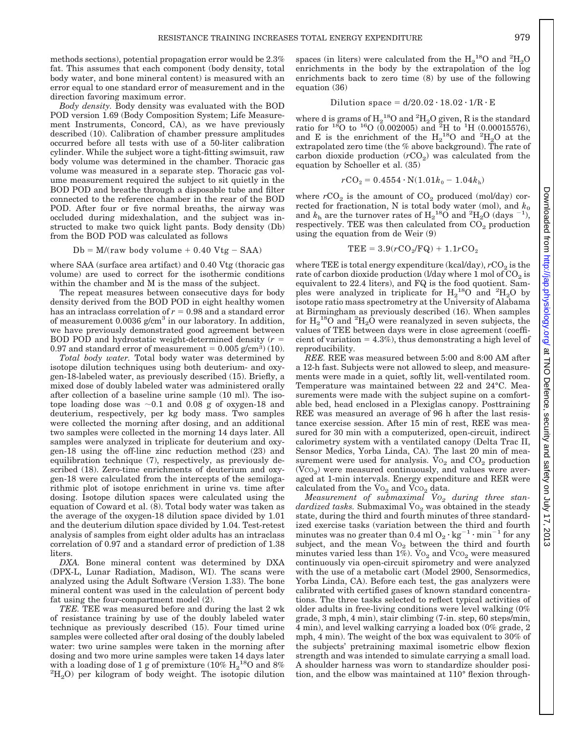methods sections), potential propagation error would be 2.3% fat. This assumes that each component (body density, total body water, and bone mineral content) is measured with an error equal to one standard error of measurement and in the direction favoring maximum error.

*Body density.* Body density was evaluated with the BOD POD version 1.69 (Body Composition System; Life Measurement Instruments, Concord, CA), as we have previously described (10). Calibration of chamber pressure amplitudes occurred before all tests with use of a 50-liter calibration cylinder. While the subject wore a tight-fitting swimsuit, raw body volume was determined in the chamber. Thoracic gas volume was measured in a separate step. Thoracic gas volume measurement required the subject to sit quietly in the BOD POD and breathe through a disposable tube and filter connected to the reference chamber in the rear of the BOD POD. After four or five normal breaths, the airway was occluded during midexhalation, and the subject was instructed to make two quick light pants. Body density (Db) from the BOD POD was calculated as follows

$$\mathrm{Db} = \mathrm{M}/(\text{raw body volume} + 0.40\ \mathrm{Vtg} - \mathrm{SAA})$$

where SAA (surface area artifact) and 0.40 Vtg (thoracic gas volume) are used to correct for the isothermic conditions within the chamber and M is the mass of the subject.

The repeat measures between consecutive days for body density derived from the BOD POD in eight healthy women has an intraclass correlation of $r = 0.98$ and a standard error of measurement 0.0036 g/cm$^3$ in our laboratory. In addition, we have previously demonstrated good agreement between BOD POD and hydrostatic weight-determined density ($r = 0.97$ and standard error of measurement = 0.005 g/cm$^3$) (10).

*Total body water.* Total body water was determined by isotope dilution techniques using both deuterium- and oxygen-18-labeled water, as previously described (15). Briefly, a mixed dose of doubly labeled water was administered orally after collection of a baseline urine sample (10 ml). The isotope loading dose was ~0.1 and 0.08 g of oxygen-18 and deuterium, respectively, per kg body mass. Two samples were collected the morning after dosing, and an additional two samples were collected in the morning 14 days later. All samples were analyzed in triplicate for deuterium and oxygen-18 using the off-line zinc reduction method (23) and equilibration technique (7), respectively, as previously described (18). Zero-time enrichments of deuterium and oxygen-18 were calculated from the intercepts of the semilogarithmic plot of isotope enrichment in urine vs. time after dosing. Isotope dilution spaces were calculated using the equation of Coward et al. (8). Total body water was taken as the average of the oxygen-18 dilution space divided by 1.01 and the deuterium dilution space divided by 1.04. Test-retest analysis of samples from eight older adults has an intraclass correlation of 0.97 and a standard error of prediction of 1.38 liters.

*DXA.* Bone mineral content was determined by DXA (DPX-L, Lunar Radiation, Madison, WI). The scans were analyzed using the Adult Software (Version 1.33). The bone mineral content was used in the calculation of percent body fat using the four-compartment model (2).

*TEE.* TEE was measured before and during the last 2 wk of resistance training by use of the doubly labeled water technique as previously described (15). Four timed urine samples were collected after oral dosing of the doubly labeled water: two urine samples were taken in the morning after dosing and two more urine samples were taken 14 days later with a loading dose of 1 g of premixture (10% $H_2{}^{18}O$ and 8% $^2H_2O$) per kilogram of body weight. The isotopic dilution spaces (in liters) were calculated from the $H_2{}^{18}O$ and $^2H_2O$ enrichments in the body by the extrapolation of the log enrichments back to zero time (8) by use of the following equation (36)

$$\text{Dilution space} = \mathrm{d}/20.02 \cdot 18.02 \cdot 1/\mathrm{R} \cdot \mathrm{E}$$

where d is grams of $H_2{}^{18}O$ and $^2H_2O$ given, R is the standard ratio for $^{18}O$ to $^{16}O$ (0.002005) and $^2H$ to $^1H$ (0.00015576), and E is the enrichment of the $H_2{}^{18}O$ and $^2H_2O$ at the extrapolated zero time (the % above background). The rate of carbon dioxide production ($rCO_2$) was calculated from the equation by Schoeller et al. (35)

$$rCO_2 = 0.4554 \cdot \mathrm{N}(1.01k_0 - 1.04k_h)$$

where $rCO_2$ is the amount of $CO_2$ produced (mol/day) corrected for fractionation, N is total body water (mol), and $k_0$ and $k_h$ are the turnover rates of $H_2{}^{18}O$ and $^2H_2O$ (days $^{-1}$), respectively. TEE was then calculated from $CO_2$ production using the equation from de Weir (9)

$$\mathrm{TEE} = 3.9(rCO_2/\mathrm{FQ}) + 1.1rCO_2$$

where TEE is total energy expenditure (kcal/day), $rCO_2$ is the rate of carbon dioxide production (l/day where 1 mol of $CO_2$ is equivalent to 22.4 liters), and FQ is the food quotient. Samples were analyzed in triplicate for $H_2{}^{18}O$ and $^2H_2O$ by isotope ratio mass spectrometry at the University of Alabama at Birmingham as previously described (16). When samples for $H_2{}^{18}O$ and $^2H_2O$ were reanalyzed in seven subjects, the values of TEE between days were in close agreement (coefficient of variation = 4.3%), thus demonstrating a high level of reproducibility.

*REE.* REE was measured between 5:00 and 8:00 AM after a 12-h fast. Subjects were not allowed to sleep, and measurements were made in a quiet, softly lit, well-ventilated room. Temperature was maintained between 22 and 24°C. Measurements were made with the subject supine on a comfortable bed, head enclosed in a Plexiglas canopy. Posttraining REE was measured an average of 96 h after the last resistance exercise session. After 15 min of rest, REE was measured for 30 min with a computerized, open-circuit, indirect calorimetry system with a ventilated canopy (Delta Trac II, Sensor Medics, Yorba Linda, CA). The last 20 min of measurement were used for analysis. $\dot{V}O_2$ and $CO_2$ production ($\dot{V}CO_2$) were measured continuously, and values were averaged at 1-min intervals. Energy expenditure and RER were calculated from the $\dot{V}O_2$ and $\dot{V}CO_2$ data.

*Measurement of submaximal $\dot{V}O_2$ during three standardized tasks.* Submaximal $\dot{V}O_2$ was obtained in the steady state, during the third and fourth minutes of three standardized exercise tasks (variation between the third and fourth minutes was no greater than 0.4 ml $O_2 \cdot kg^{-1} \cdot min^{-1}$ for any subject, and the mean $\dot{V}O_2$ between the third and fourth minutes varied less than 1%). $\dot{V}O_2$ and $\dot{V}CO_2$ were measured continuously via open-circuit spirometry and were analyzed with the use of a metabolic cart (Model 2900, Sensormedics, Yorba Linda, CA). Before each test, the gas analyzers were calibrated with certified gases of known standard concentrations. The three tasks selected to reflect typical activities of older adults in free-living conditions were level walking (0% grade, 3 mph, 4 min), stair climbing (7-in. step, 60 steps/min, 4 min), and level walking carrying a loaded box (0% grade, 2 mph, 4 min). The weight of the box was equivalent to 30% of the subjects' pretraining maximal isometric elbow flexion strength and was intended to simulate carrying a small load. A shoulder harness was worn to standardize shoulder position, and the elbow was maintained at 110° flexion through-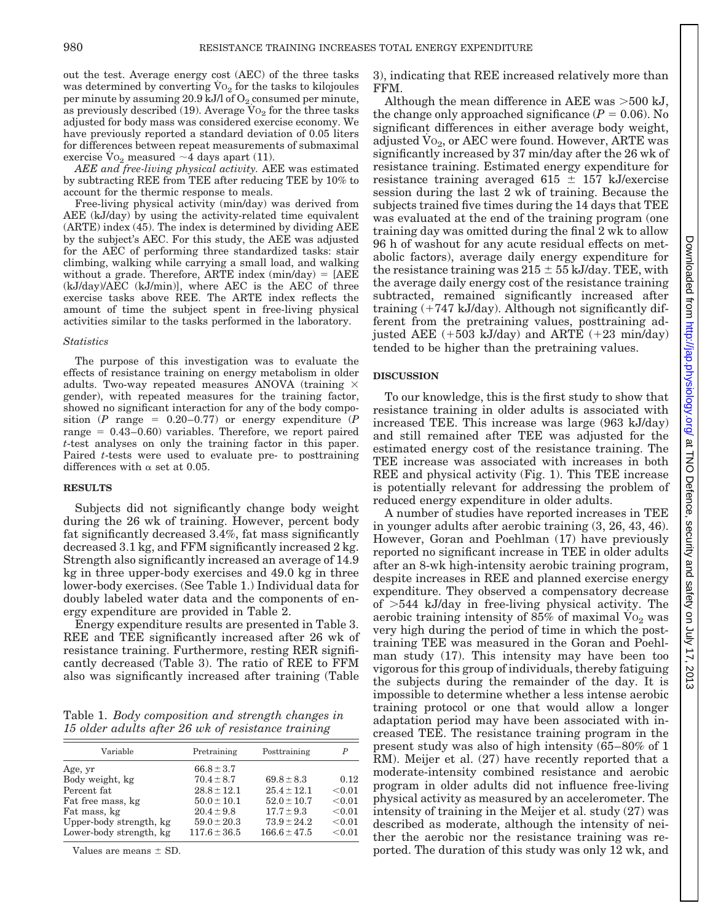out the test. Average energy cost (AEC) of the three tasks was determined by converting $\dot{V}O_2$ for the tasks to kilojoules per minute by assuming 20.9 kJ/l of $O_2$ consumed per minute, as previously described (19). Average $\dot{V}O_2$ for the three tasks adjusted for body mass was considered exercise economy. We have previously reported a standard deviation of 0.05 liters for differences between repeat measurements of submaximal exercise $\dot{V}O_2$ measured ~4 days apart (11).

*AEE and free-living physical activity.* AEE was estimated by subtracting REE from TEE after reducing TEE by 10% to account for the thermic response to meals.

Free-living physical activity (min/day) was derived from AEE (kJ/day) by using the activity-related time equivalent (ARTE) index (45). The index is determined by dividing AEE by the subject's AEC. For this study, the AEE was adjusted for the AEC of performing three standardized tasks: stair climbing, walking while carrying a small load, and walking without a grade. Therefore, ARTE index (min/day) = [AEE (kJ/day)/AEC (kJ/min)], where AEC is the AEC of three exercise tasks above REE. The ARTE index reflects the amount of time the subject spent in free-living physical activities similar to the tasks performed in the laboratory.

### *Statistics*

The purpose of this investigation was to evaluate the effects of resistance training on energy metabolism in older adults. Two-way repeated measures ANOVA (training × gender), with repeated measures for the training factor, showed no significant interaction for any of the body composition ($P$ range = 0.20–0.77) or energy expenditure ($P$ range = 0.43–0.60) variables. Therefore, we report paired $t$-test analyses on only the training factor in this paper. Paired $t$-tests were used to evaluate pre- to posttraining differences with $\alpha$ set at 0.05.

## RESULTS

Subjects did not significantly change body weight during the 26 wk of training. However, percent body fat significantly decreased 3.4%, fat mass significantly decreased 3.1 kg, and FFM significantly increased 2 kg. Strength also significantly increased an average of 14.9 kg in three upper-body exercises and 49.0 kg in three lower-body exercises. (See Table 1.) Individual data for doubly labeled water data and the components of energy expenditure are provided in Table 2.

Energy expenditure results are presented in Table 3. REE and TEE significantly increased after 26 wk of resistance training. Furthermore, resting RER significantly decreased (Table 3). The ratio of REE to FFM also was significantly increased after training (Table 3), indicating that REE increased relatively more than FFM.

Although the mean difference in AEE was >500 kJ, the change only approached significance ($P$ = 0.06). No significant differences in either average body weight, adjusted $\dot{V}O_2$, or AEC were found. However, ARTE was significantly increased by 37 min/day after the 26 wk of resistance training. Estimated energy expenditure for resistance training averaged 615 ± 157 kJ/exercise session during the last 2 wk of training. Because the subjects trained five times during the 14 days that TEE was evaluated at the end of the training program (one training day was omitted during the final 2 wk to allow 96 h of washout for any acute residual effects on metabolic factors), average daily energy expenditure for the resistance training was 215 ± 55 kJ/day. TEE, with the average daily energy cost of the resistance training subtracted, remained significantly increased after training (+747 kJ/day). Although not significantly different from the pretraining values, posttraining adjusted AEE (+503 kJ/day) and ARTE (+23 min/day) tended to be higher than the pretraining values.

Table 1. *Body composition and strength changes in 15 older adults after 26 wk of resistance training*

| Variable | Pretraining | Posttraining | $P$ |
|---|---|---|---|
| Age, yr | 66.8 ± 3.7 | | |
| Body weight, kg | 70.4 ± 8.7 | 69.8 ± 8.3 | 0.12 |
| Percent fat | 28.8 ± 12.1 | 25.4 ± 12.1 | <0.01 |
| Fat free mass, kg | 50.0 ± 10.1 | 52.0 ± 10.7 | <0.01 |
| Fat mass, kg | 20.4 ± 9.8 | 17.7 ± 9.3 | <0.01 |
| Upper-body strength, kg | 59.0 ± 20.3 | 73.9 ± 24.2 | <0.01 |
| Lower-body strength, kg | 117.6 ± 36.5 | 166.6 ± 47.5 | <0.01 |

Values are means ± SD.

## DISCUSSION

To our knowledge, this is the first study to show that resistance training in older adults is associated with increased TEE. This increase was large (963 kJ/day) and still remained after TEE was adjusted for the estimated energy cost of the resistance training. The TEE increase was associated with increases in both REE and physical activity (Fig. 1). This TEE increase is potentially relevant for addressing the problem of reduced energy expenditure in older adults.

A number of studies have reported increases in TEE in younger adults after aerobic training (3, 26, 43, 46). However, Goran and Poehlman (17) have previously reported no significant increase in TEE in older adults after an 8-wk high-intensity aerobic training program, despite increases in REE and planned exercise energy expenditure. They observed a compensatory decrease of >544 kJ/day in free-living physical activity. The aerobic training intensity of 85% of maximal $\dot{V}O_2$ was very high during the period of time in which the posttraining TEE was measured in the Goran and Poehlman study (17). This intensity may have been too vigorous for this group of individuals, thereby fatiguing the subjects during the remainder of the day. It is impossible to determine whether a less intense aerobic training protocol or one that would allow a longer adaptation period may have been associated with increased TEE. The resistance training program in the present study was also of high intensity (65–80% of 1 RM). Meijer et al. (27) have recently reported that a moderate-intensity combined resistance and aerobic program in older adults did not influence free-living physical activity as measured by an accelerometer. The intensity of training in the Meijer et al. study (27) was described as moderate, although the intensity of neither the aerobic nor the resistance training was reported. The duration of this study was only 12 wk, and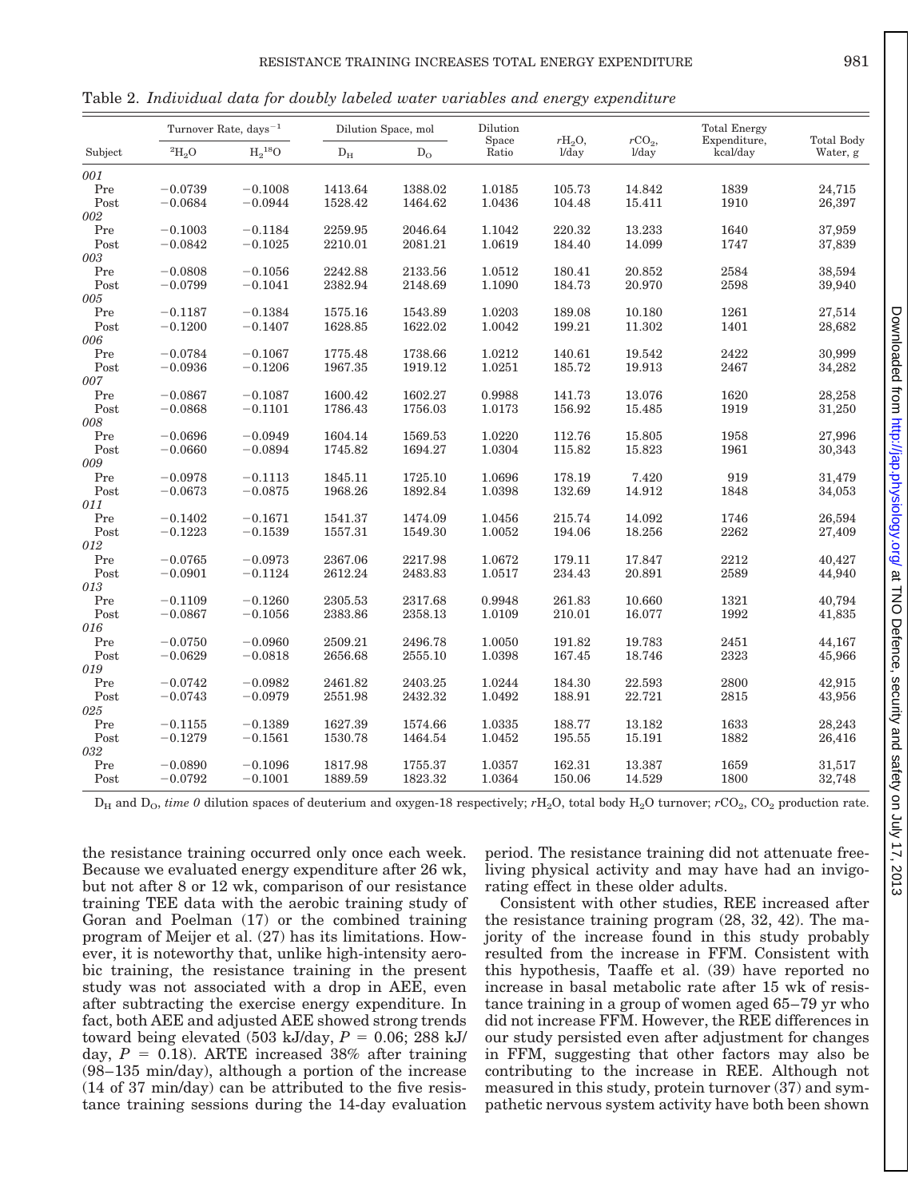Table 2. *Individual data for doubly labeled water variables and energy expenditure*

| Subject | Turnover Rate, $days^{-1}$ | | Dilution Space, mol | | Dilution Space Ratio | $rH_2O$, l/day | $rCO_2$, l/day | Total Energy Expenditure, kcal/day | Total Body Water, g |
|---|---|---|---|---|---|---|---|---|---|
| | $^2H_2O$ | $H_2{}^{18}O$ | $D_H$ | $D_O$ | | | | | |
| *001* | | | | | | | | | |
| Pre | −0.0739 | −0.1008 | 1413.64 | 1388.02 | 1.0185 | 105.73 | 14.842 | 1839 | 24,715 |
| Post | −0.0684 | −0.0944 | 1528.42 | 1464.62 | 1.0436 | 104.48 | 15.411 | 1910 | 26,397 |
| *002* | | | | | | | | | |
| Pre | −0.1003 | −0.1184 | 2259.95 | 2046.64 | 1.1042 | 220.32 | 13.233 | 1640 | 37,959 |
| Post | −0.0842 | −0.1025 | 2210.01 | 2081.21 | 1.0619 | 184.40 | 14.099 | 1747 | 37,839 |
| *003* | | | | | | | | | |
| Pre | −0.0808 | −0.1056 | 2242.88 | 2133.56 | 1.0512 | 180.41 | 20.852 | 2584 | 38,594 |
| Post | −0.0799 | −0.1041 | 2382.94 | 2148.69 | 1.1090 | 184.73 | 20.970 | 2598 | 39,940 |
| *005* | | | | | | | | | |
| Pre | −0.1187 | −0.1384 | 1575.16 | 1543.89 | 1.0203 | 189.08 | 10.180 | 1261 | 27,514 |
| Post | −0.1200 | −0.1407 | 1628.85 | 1622.02 | 1.0042 | 199.21 | 11.302 | 1401 | 28,682 |
| *006* | | | | | | | | | |
| Pre | −0.0784 | −0.1067 | 1775.48 | 1738.66 | 1.0212 | 140.61 | 19.542 | 2422 | 30,999 |
| Post | −0.0936 | −0.1206 | 1967.35 | 1919.12 | 1.0251 | 185.72 | 19.913 | 2467 | 34,282 |
| *007* | | | | | | | | | |
| Pre | −0.0867 | −0.1087 | 1600.42 | 1602.27 | 0.9988 | 141.73 | 13.076 | 1620 | 28,258 |
| Post | −0.0868 | −0.1101 | 1786.43 | 1756.03 | 1.0173 | 156.92 | 15.485 | 1919 | 31,250 |
| *008* | | | | | | | | | |
| Pre | −0.0696 | −0.0949 | 1604.14 | 1569.53 | 1.0220 | 112.76 | 15.805 | 1958 | 27,996 |
| Post | −0.0660 | −0.0894 | 1745.82 | 1694.27 | 1.0304 | 115.82 | 15.823 | 1961 | 30,343 |
| *009* | | | | | | | | | |
| Pre | −0.0978 | −0.1113 | 1845.11 | 1725.10 | 1.0696 | 178.19 | 7.420 | 919 | 31,479 |
| Post | −0.0673 | −0.0875 | 1968.26 | 1892.84 | 1.0398 | 132.69 | 14.912 | 1848 | 34,053 |
| *011* | | | | | | | | | |
| Pre | −0.1402 | −0.1671 | 1541.37 | 1474.09 | 1.0456 | 215.74 | 14.092 | 1746 | 26,594 |
| Post | −0.1223 | −0.1539 | 1557.31 | 1549.30 | 1.0052 | 194.06 | 18.256 | 2262 | 27,409 |
| *012* | | | | | | | | | |
| Pre | −0.0765 | −0.0973 | 2367.06 | 2217.98 | 1.0672 | 179.11 | 17.847 | 2212 | 40,427 |
| Post | −0.0901 | −0.1124 | 2612.24 | 2483.83 | 1.0517 | 234.43 | 20.891 | 2589 | 44,940 |
| *013* | | | | | | | | | |
| Pre | −0.1109 | −0.1260 | 2305.53 | 2317.68 | 0.9948 | 261.83 | 10.660 | 1321 | 40,794 |
| Post | −0.0867 | −0.1056 | 2383.86 | 2358.13 | 1.0109 | 210.01 | 16.077 | 1992 | 41,835 |
| *016* | | | | | | | | | |
| Pre | −0.0750 | −0.0960 | 2509.21 | 2496.78 | 1.0050 | 191.82 | 19.783 | 2451 | 44,167 |
| Post | −0.0629 | −0.0818 | 2656.68 | 2555.10 | 1.0398 | 167.45 | 18.746 | 2323 | 45,966 |
| *019* | | | | | | | | | |
| Pre | −0.0742 | −0.0982 | 2461.82 | 2403.25 | 1.0244 | 184.30 | 22.593 | 2800 | 42,915 |
| Post | −0.0743 | −0.0979 | 2551.98 | 2432.32 | 1.0492 | 188.91 | 22.721 | 2815 | 43,956 |
| *025* | | | | | | | | | |
| Pre | −0.1155 | −0.1389 | 1627.39 | 1574.66 | 1.0335 | 188.77 | 13.182 | 1633 | 28,243 |
| Post | −0.1279 | −0.1561 | 1530.78 | 1464.54 | 1.0452 | 195.55 | 15.191 | 1882 | 26,416 |
| *032* | | | | | | | | | |
| Pre | −0.0890 | −0.1096 | 1817.98 | 1755.37 | 1.0357 | 162.31 | 13.387 | 1659 | 31,517 |
| Post | −0.0792 | −0.1001 | 1889.59 | 1823.32 | 1.0364 | 150.06 | 14.529 | 1800 | 32,748 |

$D_H$ and $D_O$, *time 0* dilution spaces of deuterium and oxygen-18 respectively; $rH_2O$, total body $H_2O$ turnover; $rCO_2$, $CO_2$ production rate.

the resistance training occurred only once each week. Because we evaluated energy expenditure after 26 wk, but not after 8 or 12 wk, comparison of our resistance training TEE data with the aerobic training study of Goran and Poelman (17) or the combined training program of Meijer et al. (27) has its limitations. However, it is noteworthy that, unlike high-intensity aerobic training, the resistance training in the present study was not associated with a drop in AEE, even after subtracting the exercise energy expenditure. In fact, both AEE and adjusted AEE showed strong trends toward being elevated (503 kJ/day, $P = 0.06$; 288 kJ/day, $P = 0.18$). ARTE increased 38% after training (98–135 min/day), although a portion of the increase (14 of 37 min/day) can be attributed to the five resistance training sessions during the 14-day evaluation period. The resistance training did not attenuate free-living physical activity and may have had an invigorating effect in these older adults.

Consistent with other studies, REE increased after the resistance training program (28, 32, 42). The majority of the increase found in this study probably resulted from the increase in FFM. Consistent with this hypothesis, Taaffe et al. (39) have reported no increase in basal metabolic rate after 15 wk of resistance training in a group of women aged 65–79 yr who did not increase FFM. However, the REE differences in our study persisted even after adjustment for changes in FFM, suggesting that other factors may also be contributing to the increase in REE. Although not measured in this study, protein turnover (37) and sympathetic nervous system activity have both been shown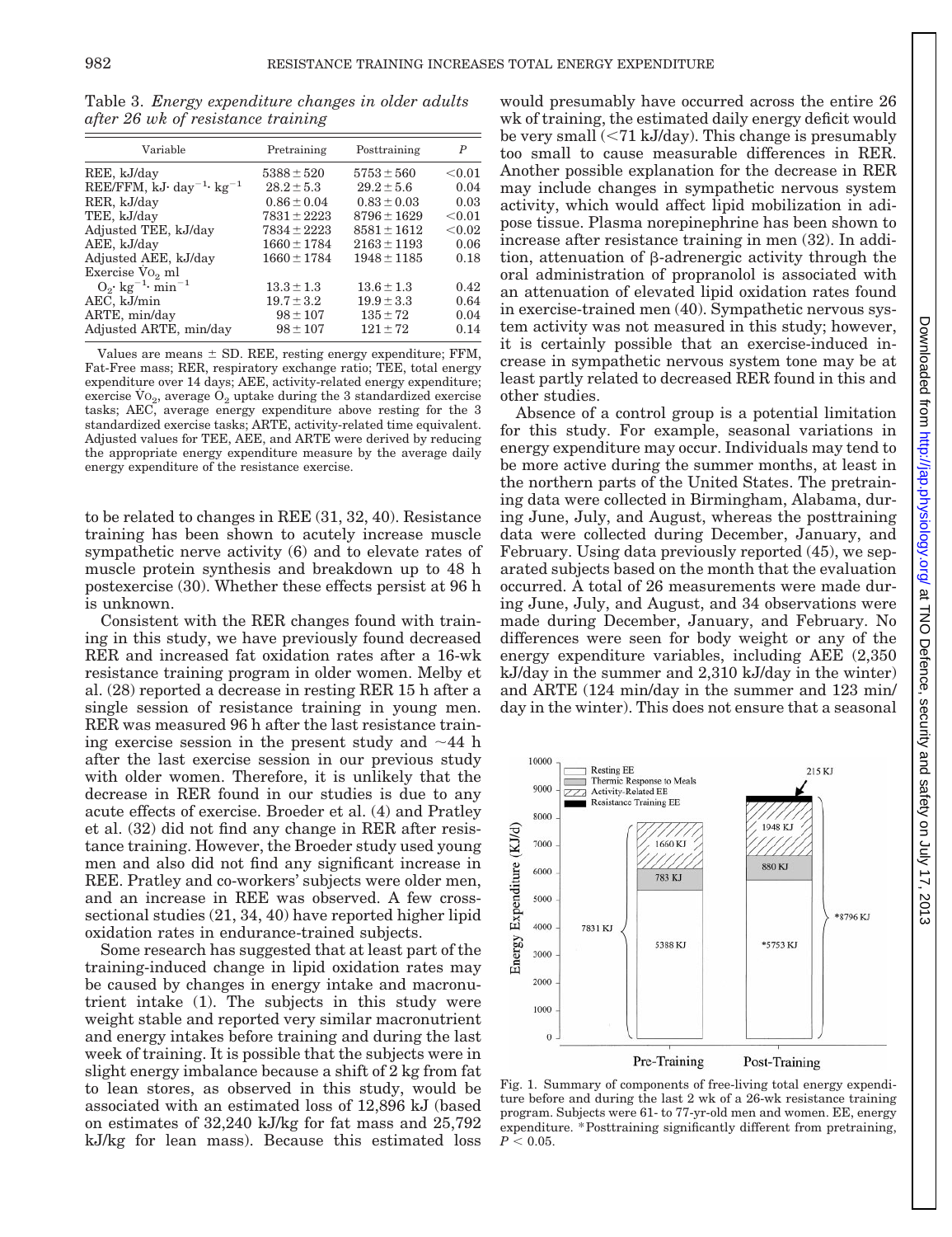Table 3. *Energy expenditure changes in older adults after 26 wk of resistance training*

| Variable | Pretraining | Posttraining | P |
|---|---|---|---|
| REE, kJ/day | 5388 ± 520 | 5753 ± 560 | <0.01 |
| REE/FFM, kJ · day$^{-1}$ · kg$^{-1}$ | 28.2 ± 5.3 | 29.2 ± 5.6 | 0.04 |
| RER, kJ/day | 0.86 ± 0.04 | 0.83 ± 0.03 | 0.03 |
| TEE, kJ/day | 7831 ± 2223 | 8796 ± 1629 | <0.01 |
| Adjusted TEE, kJ/day | 7834 ± 2223 | 8581 ± 1612 | <0.02 |
| AEE, kJ/day | 1660 ± 1784 | 2163 ± 1193 | 0.06 |
| Adjusted AEE, kJ/day | 1660 ± 1784 | 1948 ± 1185 | 0.18 |
| Exercise $\dot{V}O_2$ ml $O_2 \cdot kg^{-1} \cdot min^{-1}$ | 13.3 ± 1.3 | 13.6 ± 1.3 | 0.42 |
| AEC, kJ/min | 19.7 ± 3.2 | 19.9 ± 3.3 | 0.64 |
| ARTE, min/day | 98 ± 107 | 135 ± 72 | 0.04 |
| Adjusted ARTE, min/day | 98 ± 107 | 121 ± 72 | 0.14 |

Values are means ± SD. REE, resting energy expenditure; FFM, Fat-Free mass; RER, respiratory exchange ratio; TEE, total energy expenditure over 14 days; AEE, activity-related energy expenditure; exercise $\dot{V}O_2$, average $O_2$ uptake during the 3 standardized exercise tasks; AEC, average energy expenditure above resting for the 3 standardized exercise tasks; ARTE, activity-related time equivalent. Adjusted values for TEE, AEE, and ARTE were derived by reducing the appropriate energy expenditure measure by the average daily energy expenditure of the resistance exercise.

to be related to changes in REE (31, 32, 40). Resistance training has been shown to acutely increase muscle sympathetic nerve activity (6) and to elevate rates of muscle protein synthesis and breakdown up to 48 h postexercise (30). Whether these effects persist at 96 h is unknown.

Consistent with the RER changes found with training in this study, we have previously found decreased RER and increased fat oxidation rates after a 16-wk resistance training program in older women. Melby et al. (28) reported a decrease in resting RER 15 h after a single session of resistance training in young men. RER was measured 96 h after the last resistance training exercise session in the present study and ~44 h after the last exercise session in our previous study with older women. Therefore, it is unlikely that the decrease in RER found in our studies is due to any acute effects of exercise. Broeder et al. (4) and Pratley et al. (32) did not find any change in RER after resistance training. However, the Broeder study used young men and also did not find any significant increase in REE. Pratley and co-workers' subjects were older men, and an increase in REE was observed. A few cross-sectional studies (21, 34, 40) have reported higher lipid oxidation rates in endurance-trained subjects.

Some research has suggested that at least part of the training-induced change in lipid oxidation rates may be caused by changes in energy intake and macronutrient intake (1). The subjects in this study were weight stable and reported very similar macronutrient and energy intakes before training and during the last week of training. It is possible that the subjects were in slight energy imbalance because a shift of 2 kg from fat to lean stores, as observed in this study, would be associated with an estimated loss of 12,896 kJ (based on estimates of 32,240 kJ/kg for fat mass and 25,792 kJ/kg for lean mass). Because this estimated loss would have presumably have occurred across the entire 26 wk of training, the estimated daily energy deficit would be very small (<71 kJ/day). This change is presumably too small to cause measurable differences in RER. Another possible explanation for the decrease in RER may include changes in sympathetic nervous system activity, which would affect lipid mobilization in adipose tissue. Plasma norepinephrine has been shown to increase after resistance training in men (32). In addition, attenuation of β-adrenergic activity through the oral administration of propranolol is associated with an attenuation of elevated lipid oxidation rates found in exercise-trained men (40). Sympathetic nervous system activity was not measured in this study; however, it is certainly possible that an exercise-induced increase in sympathetic nervous system tone may be at least partly related to decreased RER found in this and other studies.

Absence of a control group is a potential limitation for this study. For example, seasonal variations in energy expenditure may occur. Individuals may tend to be more active during the summer months, at least in the northern parts of the United States. The pretraining data were collected in Birmingham, Alabama, during June, July, and August, whereas the posttraining data were collected during December, January, and February. Using data previously reported (45), we separated subjects based on the month that the evaluation occurred. A total of 26 measurements were made during June, July, and August, and 34 observations were made during December, January, and February. No differences were seen for body weight or any of the energy expenditure variables, including AEE (2,350 kJ/day in the summer and 2,310 kJ/day in the winter) and ARTE (124 min/day in the summer and 123 min/day in the winter). This does not ensure that a seasonal

Fig. 1. Summary of components of free-living total energy expenditure before and during the last 2 wk of a 26-wk resistance training program. Subjects were 61- to 77-yr-old men and women. EE, energy expenditure. *Posttraining significantly different from pretraining, $P < 0.05$.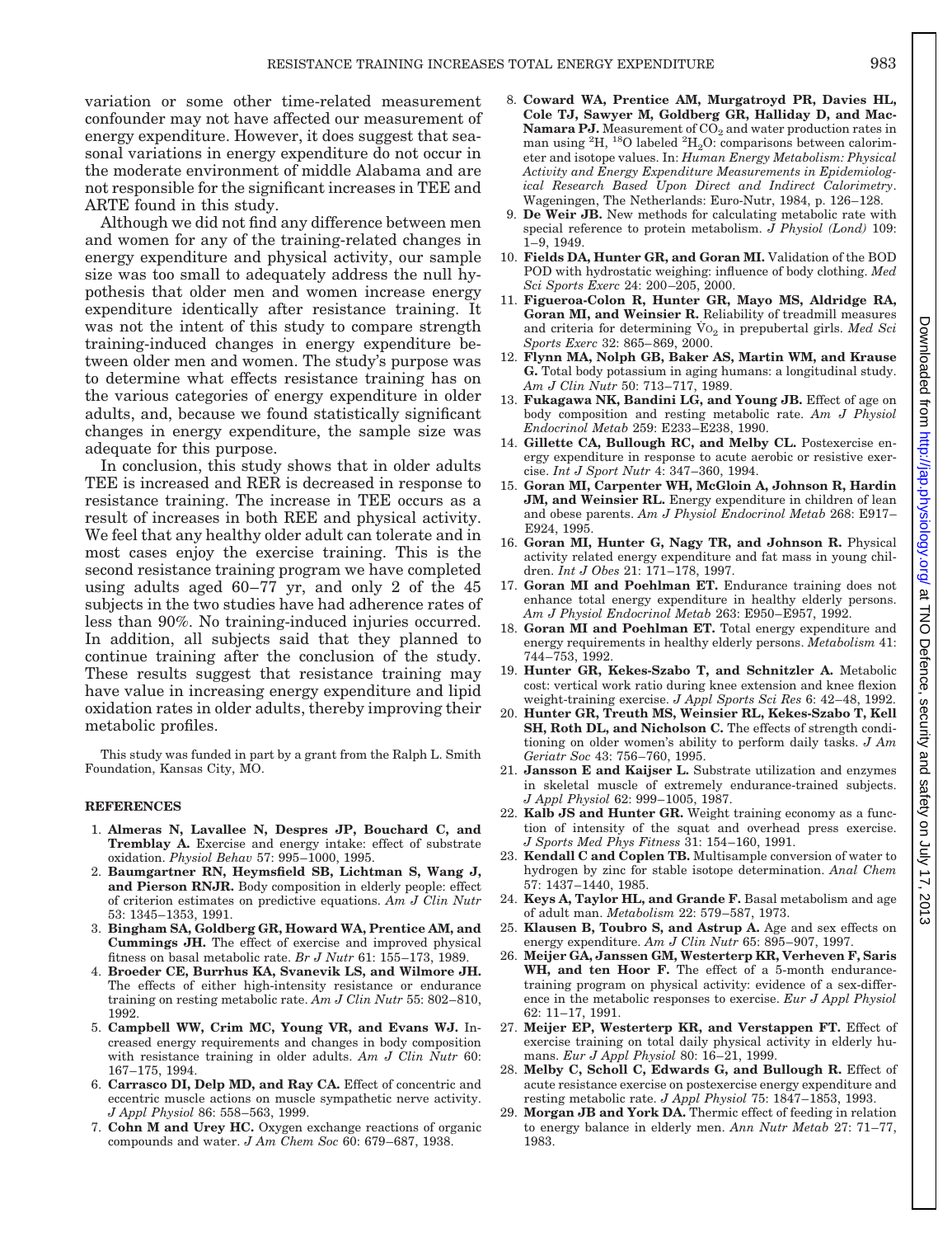variation or some other time-related measurement confounder may not have affected our measurement of energy expenditure. However, it does suggest that seasonal variations in energy expenditure do not occur in the moderate environment of middle Alabama and are not responsible for the significant increases in TEE and ARTE found in this study.

Although we did not find any difference between men and women for any of the training-related changes in energy expenditure and physical activity, our sample size was too small to adequately address the null hypothesis that older men and women increase energy expenditure identically after resistance training. It was not the intent of this study to compare strength training-induced changes in energy expenditure between older men and women. The study's purpose was to determine what effects resistance training has on the various categories of energy expenditure in older adults, and, because we found statistically significant changes in energy expenditure, the sample size was adequate for this purpose.

In conclusion, this study shows that in older adults TEE is increased and RER is decreased in response to resistance training. The increase in TEE occurs as a result of increases in both REE and physical activity. We feel that any healthy older adult can tolerate and in most cases enjoy the exercise training. This is the second resistance training program we have completed using adults aged 60–77 yr, and only 2 of the 45 subjects in the two studies have had adherence rates of less than 90%. No training-induced injuries occurred. In addition, all subjects said that they planned to continue training after the conclusion of the study. These results suggest that resistance training may have value in increasing energy expenditure and lipid oxidation rates in older adults, thereby improving their metabolic profiles.

This study was funded in part by a grant from the Ralph L. Smith Foundation, Kansas City, MO.

## REFERENCES

1. **Almeras N, Lavallee N, Despres JP, Bouchard C, and Tremblay A.** Exercise and energy intake: effect of substrate oxidation. *Physiol Behav* 57: 995–1000, 1995.
2. **Baumgartner RN, Heymsfield SB, Lichtman S, Wang J, and Pierson RNJR.** Body composition in elderly people: effect of criterion estimates on predictive equations. *Am J Clin Nutr* 53: 1345–1353, 1991.
3. **Bingham SA, Goldberg GR, Howard WA, Prentice AM, and Cummings JH.** The effect of exercise and improved physical fitness on basal metabolic rate. *Br J Nutr* 61: 155–173, 1989.
4. **Broeder CE, Burrhus KA, Svanevik LS, and Wilmore JH.** The effects of either high-intensity resistance or endurance training on resting metabolic rate. *Am J Clin Nutr* 55: 802–810, 1992.
5. **Campbell WW, Crim MC, Young VR, and Evans WJ.** Increased energy requirements and changes in body composition with resistance training in older adults. *Am J Clin Nutr* 60: 167–175, 1994.
6. **Carrasco DI, Delp MD, and Ray CA.** Effect of concentric and eccentric muscle actions on muscle sympathetic nerve activity. *J Appl Physiol* 86: 558–563, 1999.
7. **Cohn M and Urey HC.** Oxygen exchange reactions of organic compounds and water. *J Am Chem Soc* 60: 679–687, 1938.
8. **Coward WA, Prentice AM, Murgatroyd PR, Davies HL, Cole TJ, Sawyer M, Goldberg GR, Halliday D, and MacNamara PJ.** Measurement of $CO_2$ and water production rates in man using $^2H$, $^{18}O$ labeled $^2H_2O$: comparisons between calorimeter and isotope values. In: *Human Energy Metabolism: Physical Activity and Energy Expenditure Measurements in Epidemiological Research Based Upon Direct and Indirect Calorimetry*. Wageningen, The Netherlands: Euro-Nutr, 1984, p. 126–128.
9. **De Weir JB.** New methods for calculating metabolic rate with special reference to protein metabolism. *J Physiol (Lond)* 109: 1–9, 1949.
10. **Fields DA, Hunter GR, and Goran MI.** Validation of the BOD POD with hydrostatic weighing: influence of body clothing. *Med Sci Sports Exerc* 24: 200–205, 2000.
11. **Figueroa-Colon R, Hunter GR, Mayo MS, Aldridge RA, Goran MI, and Weinsier R.** Reliability of treadmill measures and criteria for determining $\dot{V}O_2$ in prepubertal girls. *Med Sci Sports Exerc* 32: 865–869, 2000.
12. **Flynn MA, Nolph GB, Baker AS, Martin WM, and Krause G.** Total body potassium in aging humans: a longitudinal study. *Am J Clin Nutr* 50: 713–717, 1989.
13. **Fukagawa NK, Bandini LG, and Young JB.** Effect of age on body composition and resting metabolic rate. *Am J Physiol Endocrinol Metab* 259: E233–E238, 1990.
14. **Gillette CA, Bullough RC, and Melby CL.** Postexercise energy expenditure in response to acute aerobic or resistive exercise. *Int J Sport Nutr* 4: 347–360, 1994.
15. **Goran MI, Carpenter WH, McGloin A, Johnson R, Hardin JM, and Weinsier RL.** Energy expenditure in children of lean and obese parents. *Am J Physiol Endocrinol Metab* 268: E917–E924, 1995.
16. **Goran MI, Hunter G, Nagy TR, and Johnson R.** Physical activity related energy expenditure and fat mass in young children. *Int J Obes* 21: 171–178, 1997.
17. **Goran MI and Poehlman ET.** Endurance training does not enhance total energy expenditure in healthy elderly persons. *Am J Physiol Endocrinol Metab* 263: E950–E957, 1992.
18. **Goran MI and Poehlman ET.** Total energy expenditure and energy requirements in healthy elderly persons. *Metabolism* 41: 744–753, 1992.
19. **Hunter GR, Kekes-Szabo T, and Schnitzler A.** Metabolic cost: vertical work ratio during knee extension and knee flexion weight-training exercise. *J Appl Sports Sci Res* 6: 42–48, 1992.
20. **Hunter GR, Treuth MS, Weinsier RL, Kekes-Szabo T, Kell SH, Roth DL, and Nicholson C.** The effects of strength conditioning on older women's ability to perform daily tasks. *J Am Geriatr Soc* 43: 756–760, 1995.
21. **Jansson E and Kaijser L.** Substrate utilization and enzymes in skeletal muscle of extremely endurance-trained subjects. *J Appl Physiol* 62: 999–1005, 1987.
22. **Kalb JS and Hunter GR.** Weight training economy as a function of intensity of the squat and overhead press exercise. *J Sports Med Phys Fitness* 31: 154–160, 1991.
23. **Kendall C and Coplen TB.** Multisample conversion of water to hydrogen by zinc for stable isotope determination. *Anal Chem* 57: 1437–1440, 1985.
24. **Keys A, Taylor HL, and Grande F.** Basal metabolism and age of adult man. *Metabolism* 22: 579–587, 1973.
25. **Klausen B, Toubro S, and Astrup A.** Age and sex effects on energy expenditure. *Am J Clin Nutr* 65: 895–907, 1997.
26. **Meijer GA, Janssen GM, Westerterp KR, Verheven F, Saris WH, and ten Hoor F.** The effect of a 5-month endurance-training program on physical activity: evidence of a sex-difference in the metabolic responses to exercise. *Eur J Appl Physiol* 62: 11–17, 1991.
27. **Meijer EP, Westerterp KR, and Verstappen FT.** Effect of exercise training on total daily physical activity in elderly humans. *Eur J Appl Physiol* 80: 16–21, 1999.
28. **Melby C, Scholl C, Edwards G, and Bullough R.** Effect of acute resistance exercise on postexercise energy expenditure and resting metabolic rate. *J Appl Physiol* 75: 1847–1853, 1993.
29. **Morgan JB and York DA.** Thermic effect of feeding in relation to energy balance in elderly men. *Ann Nutr Metab* 27: 71–77, 1983.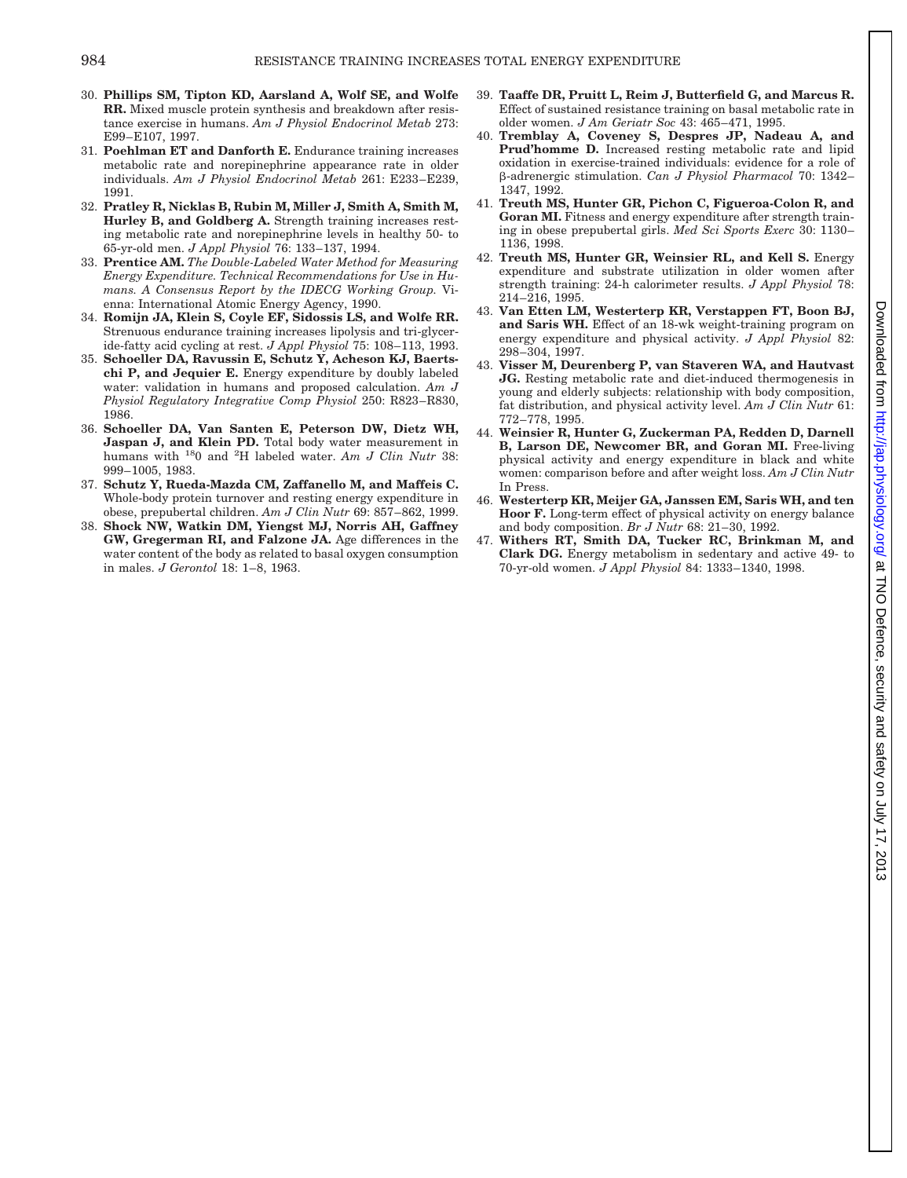30. **Phillips SM, Tipton KD, Aarsland A, Wolf SE, and Wolfe RR.** Mixed muscle protein synthesis and breakdown after resistance exercise in humans. *Am J Physiol Endocrinol Metab* 273: E99–E107, 1997.
31. **Poehlman ET and Danforth E.** Endurance training increases metabolic rate and norepinephrine appearance rate in older individuals. *Am J Physiol Endocrinol Metab* 261: E233–E239, 1991.
32. **Pratley R, Nicklas B, Rubin M, Miller J, Smith A, Smith M, Hurley B, and Goldberg A.** Strength training increases resting metabolic rate and norepinephrine levels in healthy 50- to 65-yr-old men. *J Appl Physiol* 76: 133–137, 1994.
33. **Prentice AM.** *The Double-Labeled Water Method for Measuring Energy Expenditure. Technical Recommendations for Use in Humans. A Consensus Report by the IDECG Working Group.* Vienna: International Atomic Energy Agency, 1990.
34. **Romijn JA, Klein S, Coyle EF, Sidossis LS, and Wolfe RR.** Strenuous endurance training increases lipolysis and tri-glyceride-fatty acid cycling at rest. *J Appl Physiol* 75: 108–113, 1993.
35. **Schoeller DA, Ravussin E, Schutz Y, Acheson KJ, Baertschi P, and Jequier E.** Energy expenditure by doubly labeled water: validation in humans and proposed calculation. *Am J Physiol Regulatory Integrative Comp Physiol* 250: R823–R830, 1986.
36. **Schoeller DA, Van Santen E, Peterson DW, Dietz WH, Jaspan J, and Klein PD.** Total body water measurement in humans with $^{18}0$ and $^{2}H$ labeled water. *Am J Clin Nutr* 38: 999–1005, 1983.
37. **Schutz Y, Rueda-Mazda CM, Zaffanello M, and Maffeis C.** Whole-body protein turnover and resting energy expenditure in obese, prepubertal children. *Am J Clin Nutr* 69: 857–862, 1999.
38. **Shock NW, Watkin DM, Yiengst MJ, Norris AH, Gaffney GW, Gregerman RI, and Falzone JA.** Age differences in the water content of the body as related to basal oxygen consumption in males. *J Gerontol* 18: 1–8, 1963.
39. **Taaffe DR, Pruitt L, Reim J, Butterfield G, and Marcus R.** Effect of sustained resistance training on basal metabolic rate in older women. *J Am Geriatr Soc* 43: 465–471, 1995.
40. **Tremblay A, Coveney S, Despres JP, Nadeau A, and Prud'homme D.** Increased resting metabolic rate and lipid oxidation in exercise-trained individuals: evidence for a role of β-adrenergic stimulation. *Can J Physiol Pharmacol* 70: 1342–1347, 1992.
41. **Treuth MS, Hunter GR, Pichon C, Figueroa-Colon R, and Goran MI.** Fitness and energy expenditure after strength training in obese prepubertal girls. *Med Sci Sports Exerc* 30: 1130–1136, 1998.
42. **Treuth MS, Hunter GR, Weinsier RL, and Kell S.** Energy expenditure and substrate utilization in older women after strength training: 24-h calorimeter results. *J Appl Physiol* 78: 214–216, 1995.
43. **Van Etten LM, Westerterp KR, Verstappen FT, Boon BJ, and Saris WH.** Effect of an 18-wk weight-training program on energy expenditure and physical activity. *J Appl Physiol* 82: 298–304, 1997.
43. **Visser M, Deurenberg P, van Staveren WA, and Hautvast JG.** Resting metabolic rate and diet-induced thermogenesis in young and elderly subjects: relationship with body composition, fat distribution, and physical activity level. *Am J Clin Nutr* 61: 772–778, 1995.
44. **Weinsier R, Hunter G, Zuckerman PA, Redden D, Darnell B, Larson DE, Newcomer BR, and Goran MI.** Free-living physical activity and energy expenditure in black and white women: comparison before and after weight loss. *Am J Clin Nutr* In Press.
46. **Westerterp KR, Meijer GA, Janssen EM, Saris WH, and ten Hoor F.** Long-term effect of physical activity on energy balance and body composition. *Br J Nutr* 68: 21–30, 1992.
47. **Withers RT, Smith DA, Tucker RC, Brinkman M, and Clark DG.** Energy metabolism in sedentary and active 49- to 70-yr-old women. *J Appl Physiol* 84: 1333–1340, 1998.